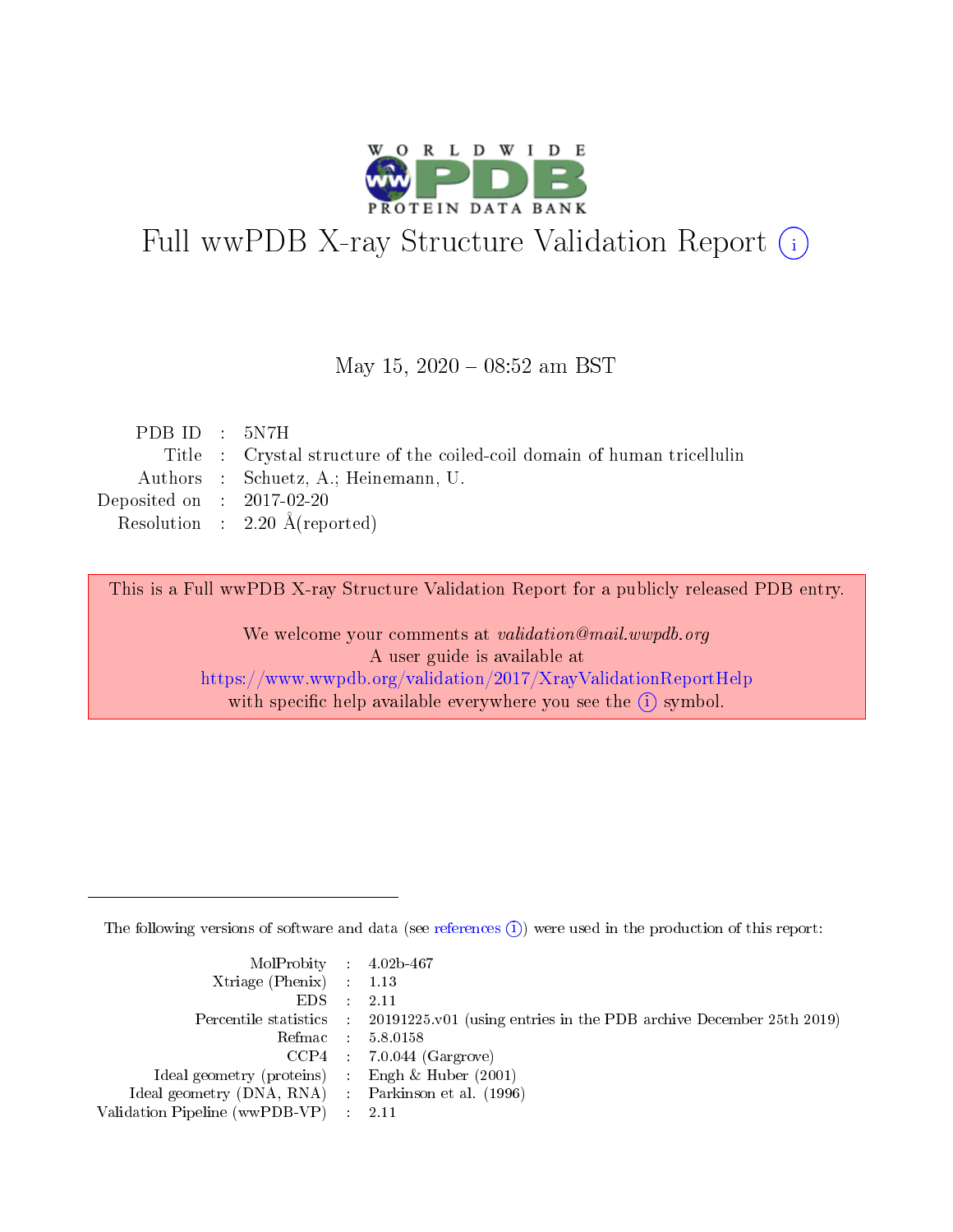# Full wwPDB X-ray Structure Validation Report (i)

May 15, 2020 – 08:52 am BST

| | | |
|---|---|---|
| PDB ID | : | 5N7H |
| Title | : | Crystal structure of the coiled-coil domain of human tricellulin |
| Authors | : | Schuetz, A.; Heinemann, U. |
| Deposited on | : | 2017-02-20 |
| Resolution | : | 2.20 Å(reported) |

This is a Full wwPDB X-ray Structure Validation Report for a publicly released PDB entry.

We welcome your comments at *validation@mail.wwpdb.org*
A user guide is available at
https://www.wwpdb.org/validation/2017/XrayValidationReportHelp
with specific help available everywhere you see the (i) symbol.

---

The following versions of software and data (see references (i)) were used in the production of this report:

| | | |
|---|---|---|
| MolProbity | : | 4.02b-467 |
| Xtriage (Phenix) | : | 1.13 |
| EDS | : | 2.11 |
| Percentile statistics | : | 20191225.v01 (using entries in the PDB archive December 25th 2019) |
| Refmac | : | 5.8.0158 |
| CCP4 | : | 7.0.044 (Gargrove) |
| Ideal geometry (proteins) | : | Engh & Huber (2001) |
| Ideal geometry (DNA, RNA) | : | Parkinson et al. (1996) |
| Validation Pipeline (wwPDB-VP) | : | 2.11 |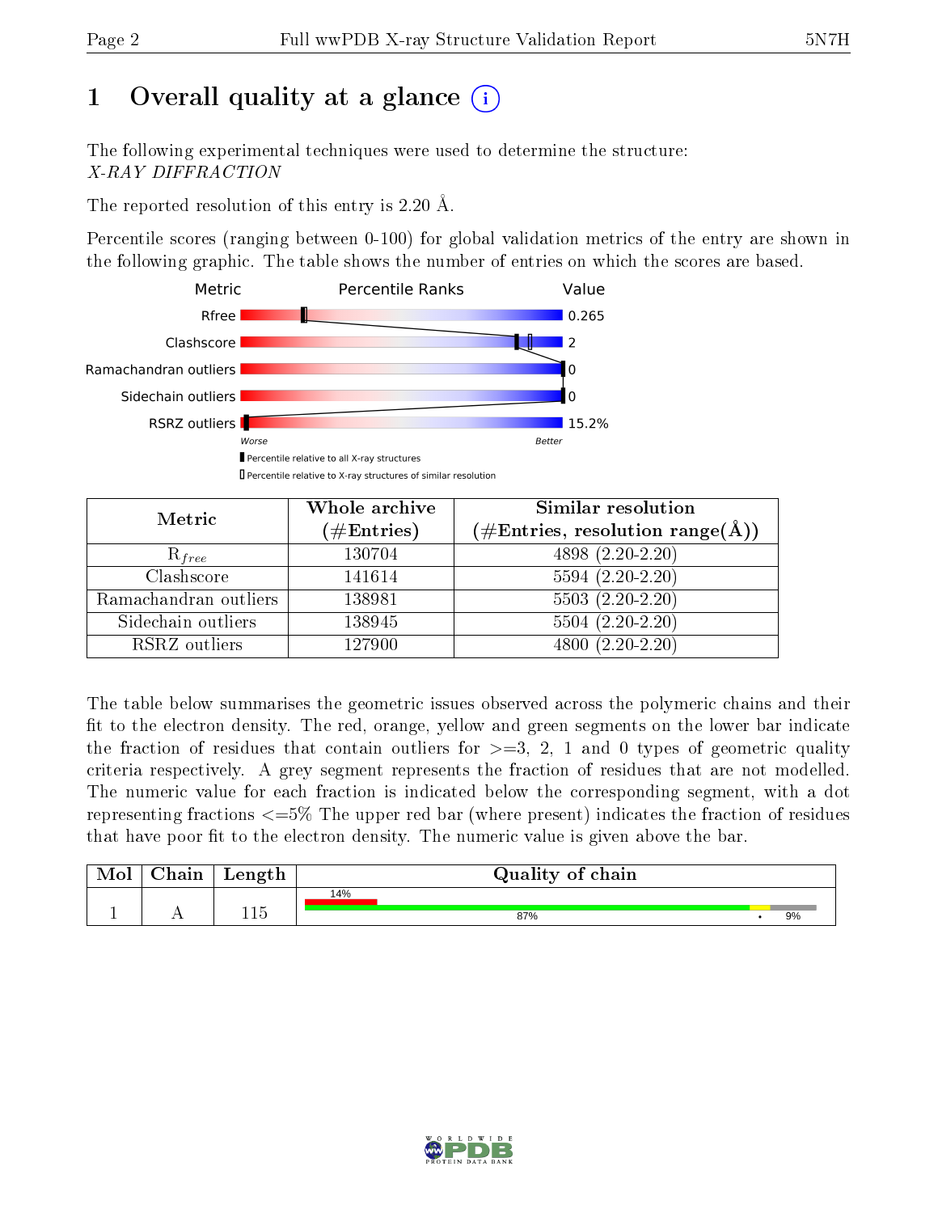# 1 Overall quality at a glance (i)

The following experimental techniques were used to determine the structure:
*X-RAY DIFFRACTION*

The reported resolution of this entry is 2.20 Å.

Percentile scores (ranging between 0-100) for global validation metrics of the entry are shown in the following graphic. The table shows the number of entries on which the scores are based.

| Metric | Value |
|---|---|
| Rfree | 0.265 |
| Clashscore | 2 |
| Ramachandran outliers | 0 |
| Sidechain outliers | 0 |
| RSRZ outliers | 15.2% |

Worse — Better

▮ Percentile relative to all X-ray structures
▯ Percentile relative to X-ray structures of similar resolution

| Metric | Whole archive (#Entries) | Similar resolution (#Entries, resolution range(Å)) |
|---|---|---|
| $R_{free}$ | 130704 | 4898 (2.20-2.20) |
| Clashscore | 141614 | 5594 (2.20-2.20) |
| Ramachandran outliers | 138981 | 5503 (2.20-2.20) |
| Sidechain outliers | 138945 | 5504 (2.20-2.20) |
| RSRZ outliers | 127900 | 4800 (2.20-2.20) |

The table below summarises the geometric issues observed across the polymeric chains and their fit to the electron density. The red, orange, yellow and green segments on the lower bar indicate the fraction of residues that contain outliers for >=3, 2, 1 and 0 types of geometric quality criteria respectively. A grey segment represents the fraction of residues that are not modelled. The numeric value for each fraction is indicated below the corresponding segment, with a dot representing fractions <=5% The upper red bar (where present) indicates the fraction of residues that have poor fit to the electron density. The numeric value is given above the bar.

| Mol | Chain | Length | Quality of chain |
|---|---|---|---|
| 1 | A | 115 | 14% (upper red bar); 87% green, • yellow, 9% grey |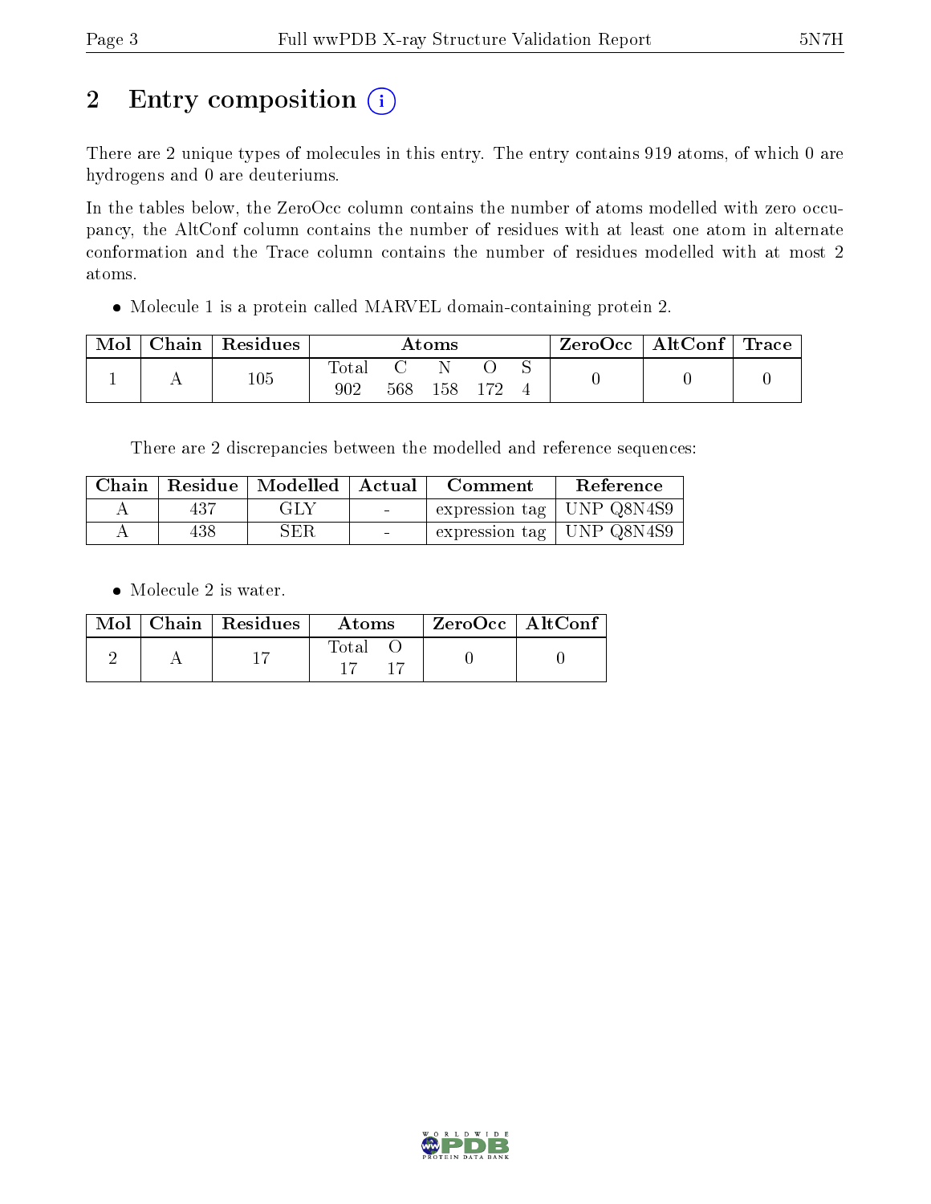# 2 Entry composition

There are 2 unique types of molecules in this entry. The entry contains 919 atoms, of which 0 are hydrogens and 0 are deuteriums.

In the tables below, the ZeroOcc column contains the number of atoms modelled with zero occupancy, the AltConf column contains the number of residues with at least one atom in alternate conformation and the Trace column contains the number of residues modelled with at most 2 atoms.

- Molecule 1 is a protein called MARVEL domain-containing protein 2.

| Mol | Chain | Residues | Atoms | | | | | ZeroOcc | AltConf | Trace |
|---|---|---|---|---|---|---|---|---|---|---|
| | | | Total | C | N | O | S | | | |
| 1 | A | 105 | 902 | 568 | 158 | 172 | 4 | 0 | 0 | 0 |

There are 2 discrepancies between the modelled and reference sequences:

| Chain | Residue | Modelled | Actual | Comment | Reference |
|---|---|---|---|---|---|
| A | 437 | GLY | - | expression tag | UNP Q8N4S9 |
| A | 438 | SER | - | expression tag | UNP Q8N4S9 |

- Molecule 2 is water.

| Mol | Chain | Residues | Atoms | | ZeroOcc | AltConf |
|---|---|---|---|---|---|---|
| | | | Total | O | | |
| 2 | A | 17 | 17 | 17 | 0 | 0 |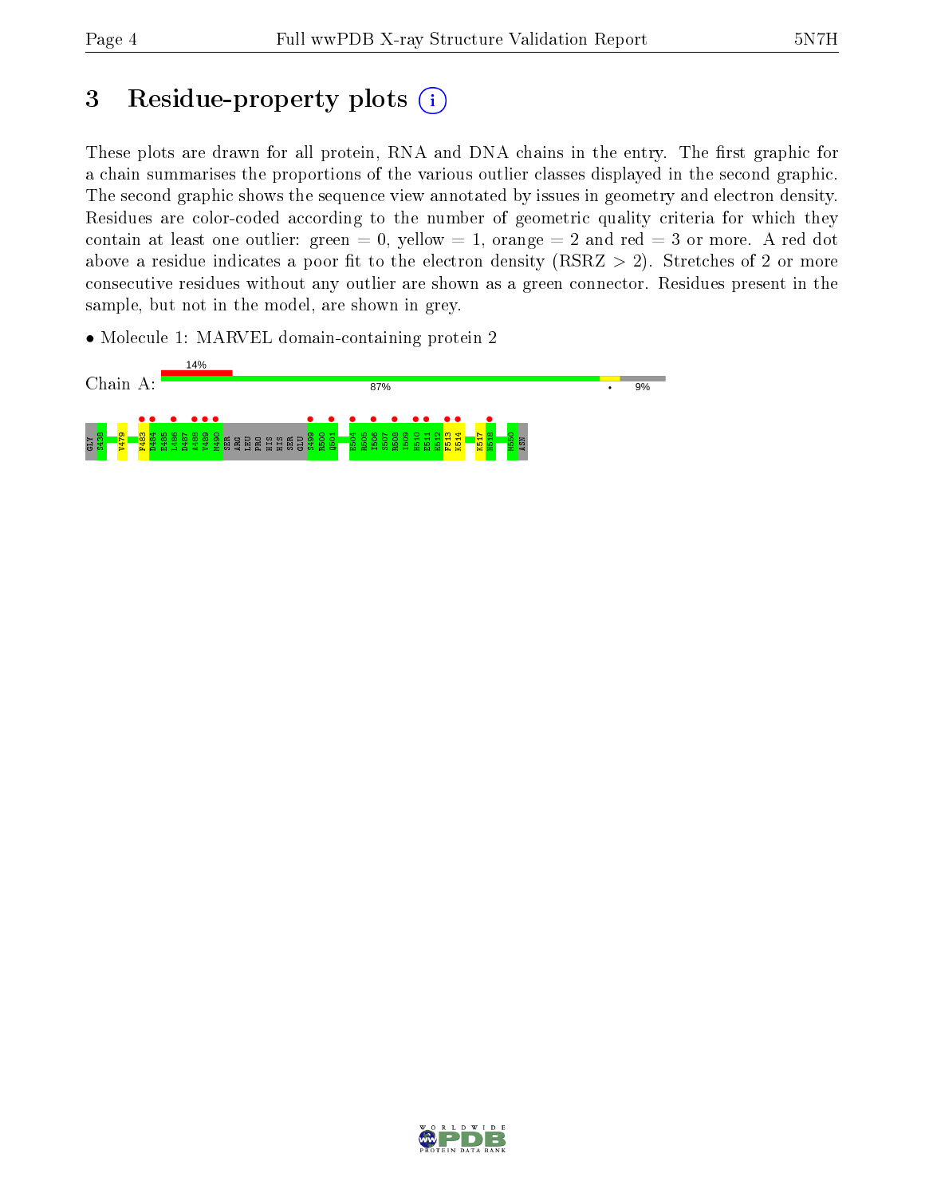# 3 Residue-property plots

These plots are drawn for all protein, RNA and DNA chains in the entry. The first graphic for a chain summarises the proportions of the various outlier classes displayed in the second graphic. The second graphic shows the sequence view annotated by issues in geometry and electron density. Residues are color-coded according to the number of geometric quality criteria for which they contain at least one outlier: green = 0, yellow = 1, orange = 2 and red = 3 or more. A red dot above a residue indicates a poor fit to the electron density (RSRZ > 2). Stretches of 2 or more consecutive residues without any outlier are shown as a green connector. Residues present in the sample, but not in the model, are shown in grey.

- Molecule 1: MARVEL domain-containing protein 2

Chain A: 14% | 87% | • | 9%

GLY S438 V479 F483 D484 E485 L486 D487 A488 V489 M490 SER ARG LEU PRO HIS HIS SER GLU S499 R500 Q501 E504 R505 I506 S507 R508 I509 H510 E511 E512 F513 K514 K517 N518 M550 ASN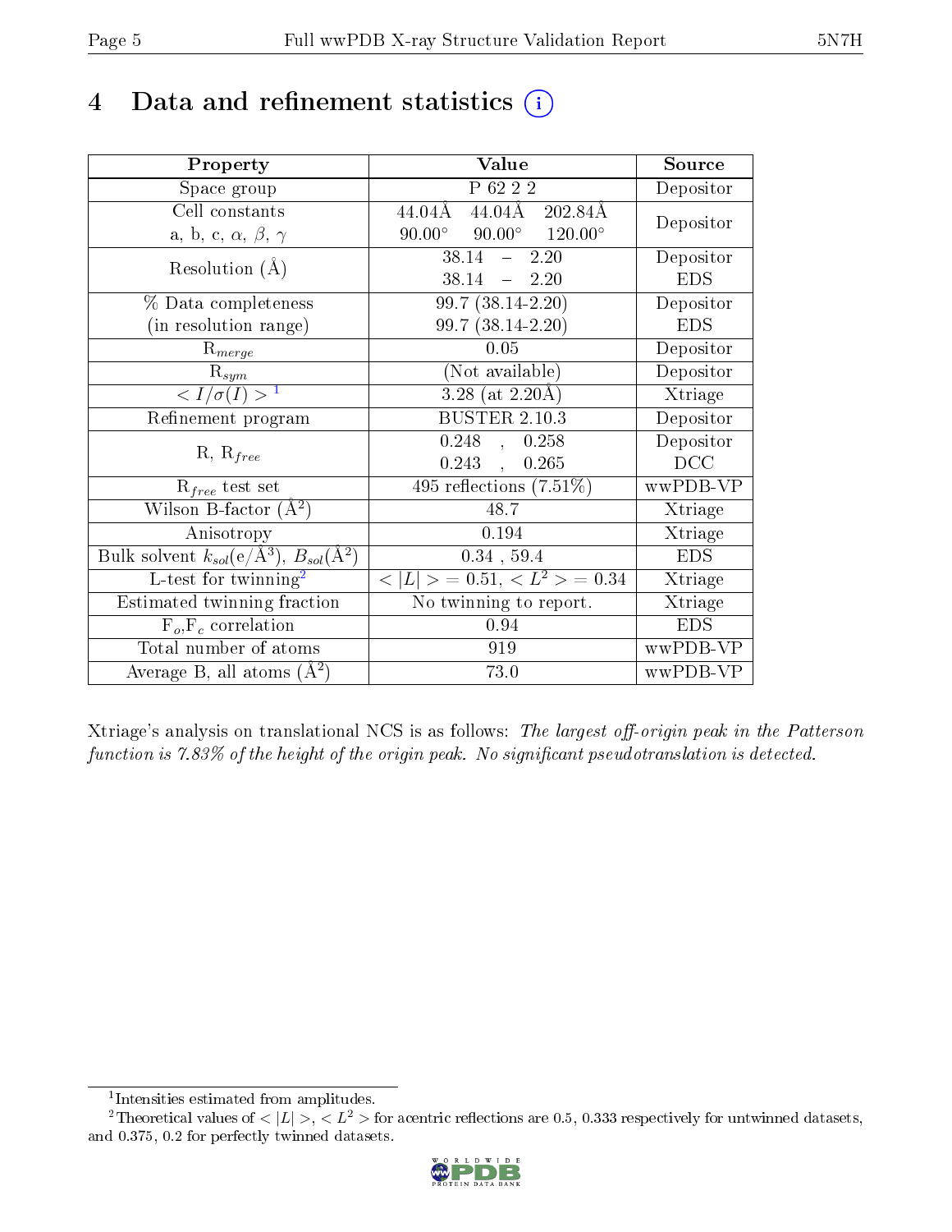# 4 Data and refinement statistics

| Property | Value | Source |
|---|---|---|
| Space group | P 62 2 2 | Depositor |
| Cell constants<br>a, b, c, $\alpha$, $\beta$, $\gamma$ | 44.04Å 44.04Å 202.84Å<br>90.00° 90.00° 120.00° | Depositor |
| Resolution (Å) | 38.14 – 2.20<br>38.14 – 2.20 | Depositor<br>EDS |
| % Data completeness<br>(in resolution range) | 99.7 (38.14-2.20)<br>99.7 (38.14-2.20) | Depositor<br>EDS |
| $R_{merge}$ | 0.05 | Depositor |
| $R_{sym}$ | (Not available) | Depositor |
| $< I/\sigma(I) >$ [1] | 3.28 (at 2.20Å) | Xtriage |
| Refinement program | BUSTER 2.10.3 | Depositor |
| R, $R_{free}$ | 0.248 , 0.258<br>0.243 , 0.265 | Depositor<br>DCC |
| $R_{free}$ test set | 495 reflections (7.51%) | wwPDB-VP |
| Wilson B-factor (Å$^2$) | 48.7 | Xtriage |
| Anisotropy | 0.194 | Xtriage |
| Bulk solvent $k_{sol}$(e/Å$^3$), $B_{sol}$(Å$^2$) | 0.34 , 59.4 | EDS |
| L-test for twinning[2] | $< \|L\| > = 0.51$, $< L^2 > = 0.34$ | Xtriage |
| Estimated twinning fraction | No twinning to report. | Xtriage |
| $F_o$,$F_c$ correlation | 0.94 | EDS |
| Total number of atoms | 919 | wwPDB-VP |
| Average B, all atoms (Å$^2$) | 73.0 | wwPDB-VP |

Xtriage's analysis on translational NCS is as follows: *The largest off-origin peak in the Patterson function is 7.83% of the height of the origin peak. No significant pseudotranslation is detected.*

[1] Intensities estimated from amplitudes.

[2] Theoretical values of $< |L| >$, $< L^2 >$ for acentric reflections are 0.5, 0.333 respectively for untwinned datasets, and 0.375, 0.2 for perfectly twinned datasets.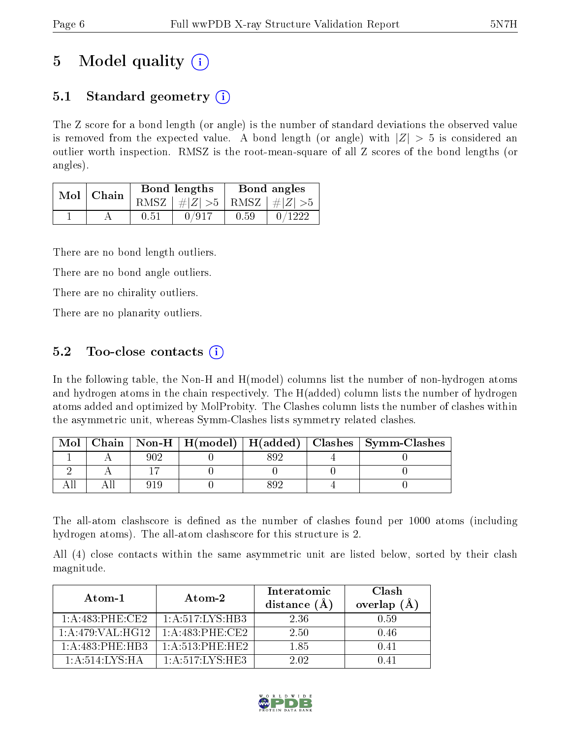# 5 Model quality

## 5.1 Standard geometry

The Z score for a bond length (or angle) is the number of standard deviations the observed value is removed from the expected value. A bond length (or angle) with $|Z| > 5$ is considered an outlier worth inspection. RMSZ is the root-mean-square of all Z scores of the bond lengths (or angles).

| Mol | Chain | Bond lengths | | Bond angles | |
|---|---|---|---|---|---|
| | | RMSZ | #$|Z|$ >5 | RMSZ | #$|Z|$ >5 |
| 1 | A | 0.51 | 0/917 | 0.59 | 0/1222 |

There are no bond length outliers.

There are no bond angle outliers.

There are no chirality outliers.

There are no planarity outliers.

## 5.2 Too-close contacts

In the following table, the Non-H and H(model) columns list the number of non-hydrogen atoms and hydrogen atoms in the chain respectively. The H(added) column lists the number of hydrogen atoms added and optimized by MolProbity. The Clashes column lists the number of clashes within the asymmetric unit, whereas Symm-Clashes lists symmetry related clashes.

| Mol | Chain | Non-H | H(model) | H(added) | Clashes | Symm-Clashes |
|---|---|---|---|---|---|---|
| 1 | A | 902 | 0 | 892 | 4 | 0 |
| 2 | A | 17 | 0 | 0 | 0 | 0 |
| All | All | 919 | 0 | 892 | 4 | 0 |

The all-atom clashscore is defined as the number of clashes found per 1000 atoms (including hydrogen atoms). The all-atom clashscore for this structure is 2.

All (4) close contacts within the same asymmetric unit are listed below, sorted by their clash magnitude.

| Atom-1 | Atom-2 | Interatomic distance (Å) | Clash overlap (Å) |
|---|---|---|---|
| 1:A:483:PHE:CE2 | 1:A:517:LYS:HB3 | 2.36 | 0.59 |
| 1:A:479:VAL:HG12 | 1:A:483:PHE:CE2 | 2.50 | 0.46 |
| 1:A:483:PHE:HB3 | 1:A:513:PHE:HE2 | 1.85 | 0.41 |
| 1:A:514:LYS:HA | 1:A:517:LYS:HE3 | 2.02 | 0.41 |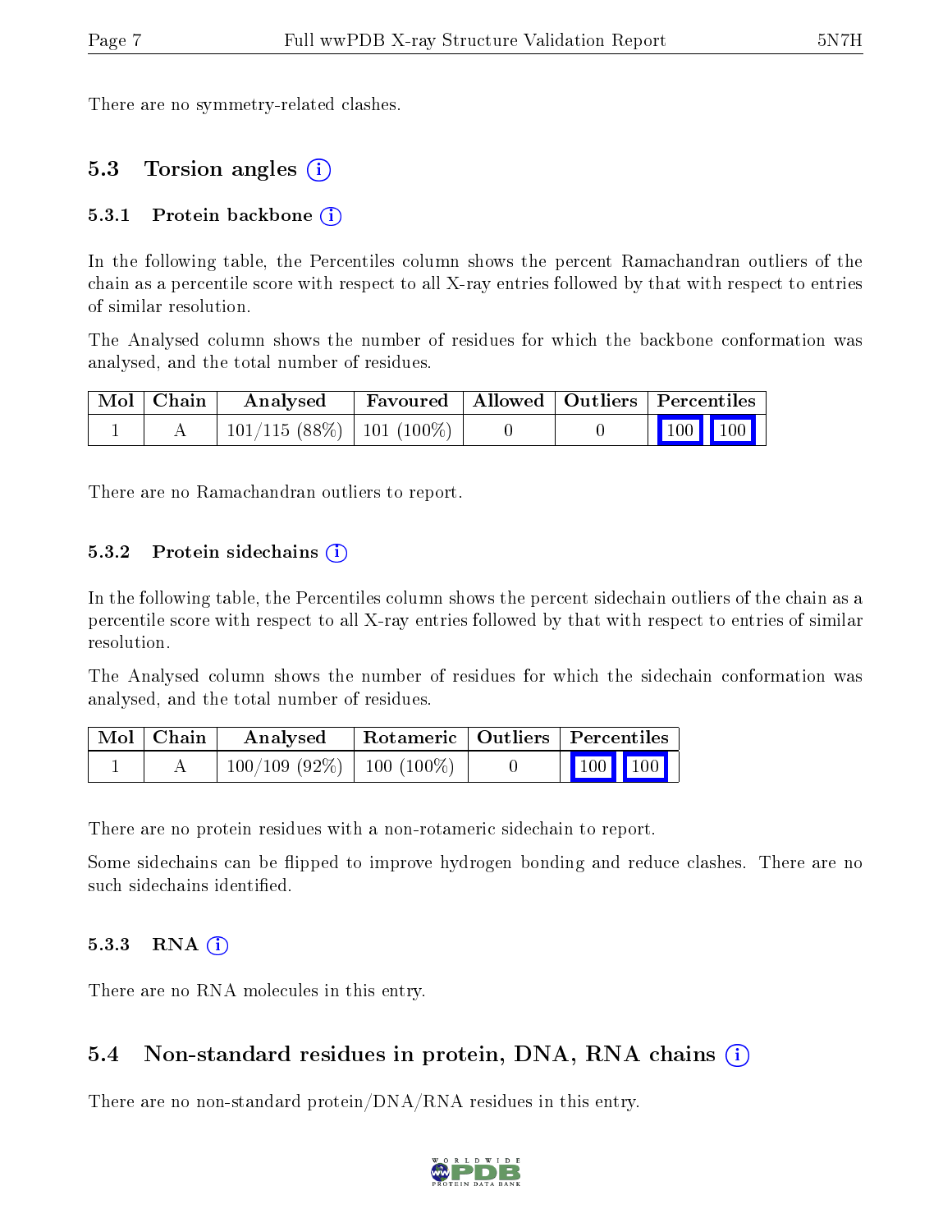There are no symmetry-related clashes.

## 5.3 Torsion angles

### 5.3.1 Protein backbone

In the following table, the Percentiles column shows the percent Ramachandran outliers of the chain as a percentile score with respect to all X-ray entries followed by that with respect to entries of similar resolution.

The Analysed column shows the number of residues for which the backbone conformation was analysed, and the total number of residues.

| Mol | Chain | Analysed | Favoured | Allowed | Outliers | Percentiles | |
|---|---|---|---|---|---|---|---|
| 1 | A | 101/115 (88%) | 101 (100%) | 0 | 0 | 100 | 100 |

There are no Ramachandran outliers to report.

### 5.3.2 Protein sidechains

In the following table, the Percentiles column shows the percent sidechain outliers of the chain as a percentile score with respect to all X-ray entries followed by that with respect to entries of similar resolution.

The Analysed column shows the number of residues for which the sidechain conformation was analysed, and the total number of residues.

| Mol | Chain | Analysed | Rotameric | Outliers | Percentiles | |
|---|---|---|---|---|---|---|
| 1 | A | 100/109 (92%) | 100 (100%) | 0 | 100 | 100 |

There are no protein residues with a non-rotameric sidechain to report.

Some sidechains can be flipped to improve hydrogen bonding and reduce clashes. There are no such sidechains identified.

### 5.3.3 RNA

There are no RNA molecules in this entry.

## 5.4 Non-standard residues in protein, DNA, RNA chains

There are no non-standard protein/DNA/RNA residues in this entry.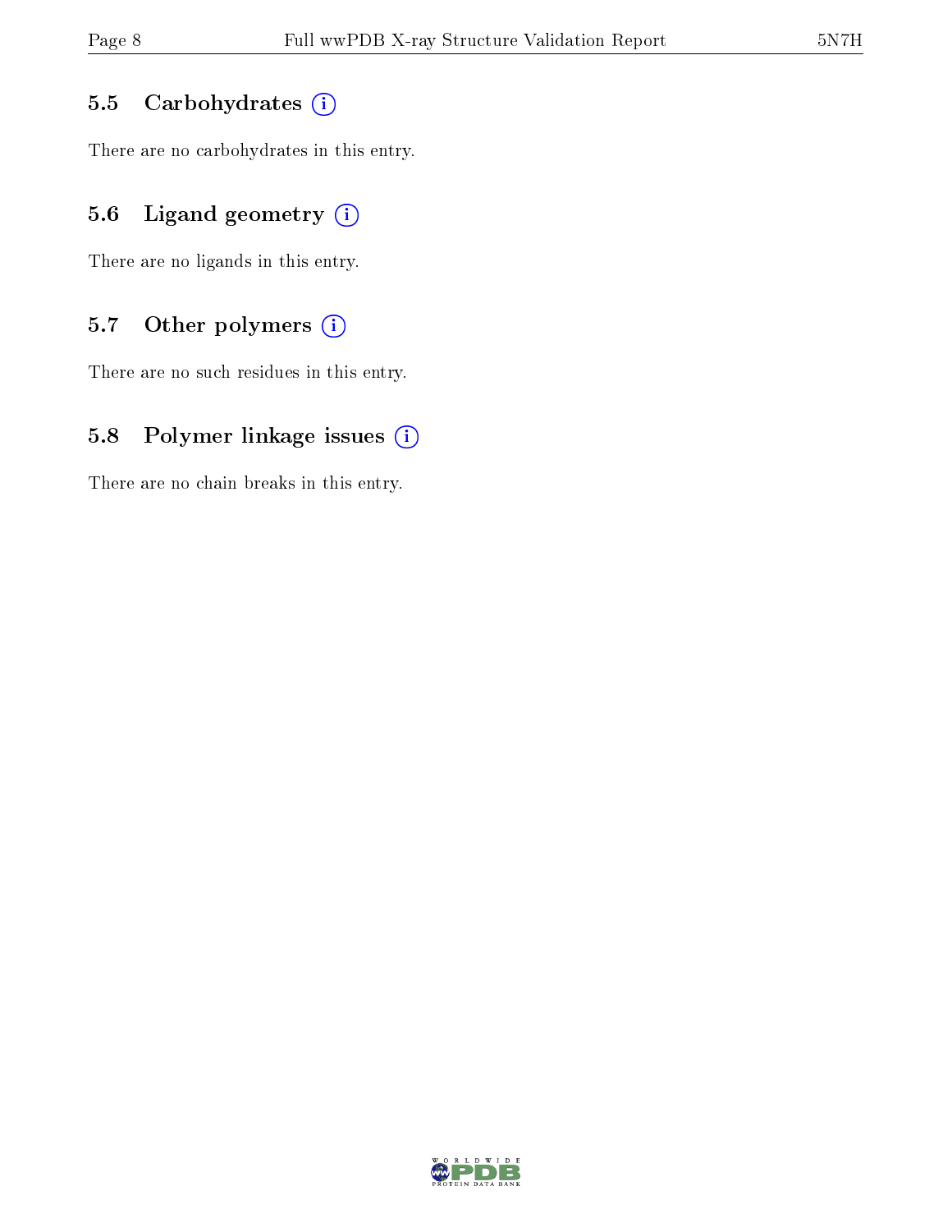### 5.5 Carbohydrates

There are no carbohydrates in this entry.

### 5.6 Ligand geometry

There are no ligands in this entry.

### 5.7 Other polymers

There are no such residues in this entry.

### 5.8 Polymer linkage issues

There are no chain breaks in this entry.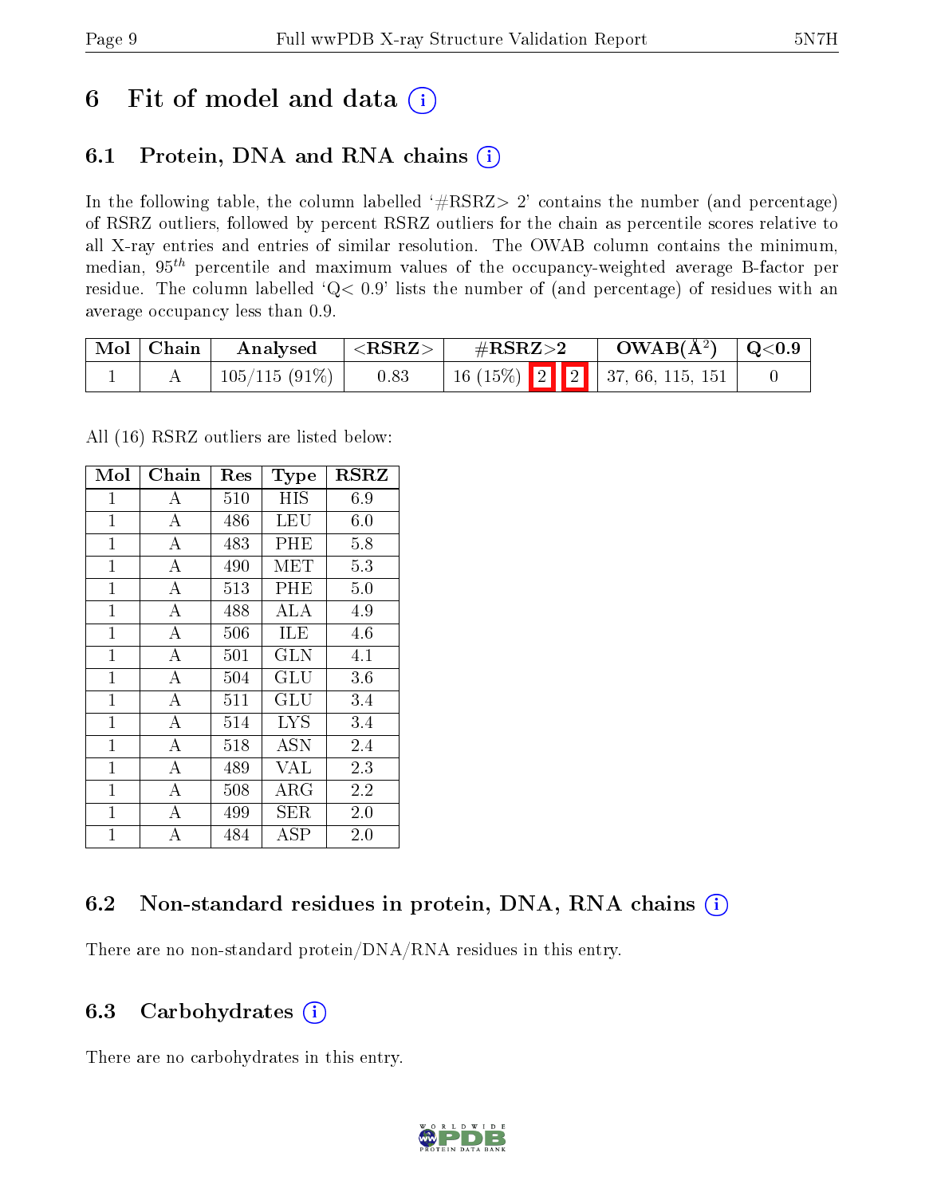# 6 Fit of model and data

## 6.1 Protein, DNA and RNA chains

In the following table, the column labelled '#RSRZ> 2' contains the number (and percentage) of RSRZ outliers, followed by percent RSRZ outliers for the chain as percentile scores relative to all X-ray entries and entries of similar resolution. The OWAB column contains the minimum, median, $95^{th}$ percentile and maximum values of the occupancy-weighted average B-factor per residue. The column labelled 'Q< 0.9' lists the number of (and percentage) of residues with an average occupancy less than 0.9.

| Mol | Chain | Analysed | <RSRZ> | #RSRZ>2 | | | OWAB(Å$^2$) | Q<0.9 |
|---|---|---|---|---|---|---|---|---|
| 1 | A | 105/115 (91%) | 0.83 | 16 (15%) | 2 | 2 | 37, 66, 115, 151 | 0 |

All (16) RSRZ outliers are listed below:

| Mol | Chain | Res | Type | RSRZ |
|---|---|---|---|---|
| 1 | A | 510 | HIS | 6.9 |
| 1 | A | 486 | LEU | 6.0 |
| 1 | A | 483 | PHE | 5.8 |
| 1 | A | 490 | MET | 5.3 |
| 1 | A | 513 | PHE | 5.0 |
| 1 | A | 488 | ALA | 4.9 |
| 1 | A | 506 | ILE | 4.6 |
| 1 | A | 501 | GLN | 4.1 |
| 1 | A | 504 | GLU | 3.6 |
| 1 | A | 511 | GLU | 3.4 |
| 1 | A | 514 | LYS | 3.4 |
| 1 | A | 518 | ASN | 2.4 |
| 1 | A | 489 | VAL | 2.3 |
| 1 | A | 508 | ARG | 2.2 |
| 1 | A | 499 | SER | 2.0 |
| 1 | A | 484 | ASP | 2.0 |

## 6.2 Non-standard residues in protein, DNA, RNA chains

There are no non-standard protein/DNA/RNA residues in this entry.

## 6.3 Carbohydrates

There are no carbohydrates in this entry.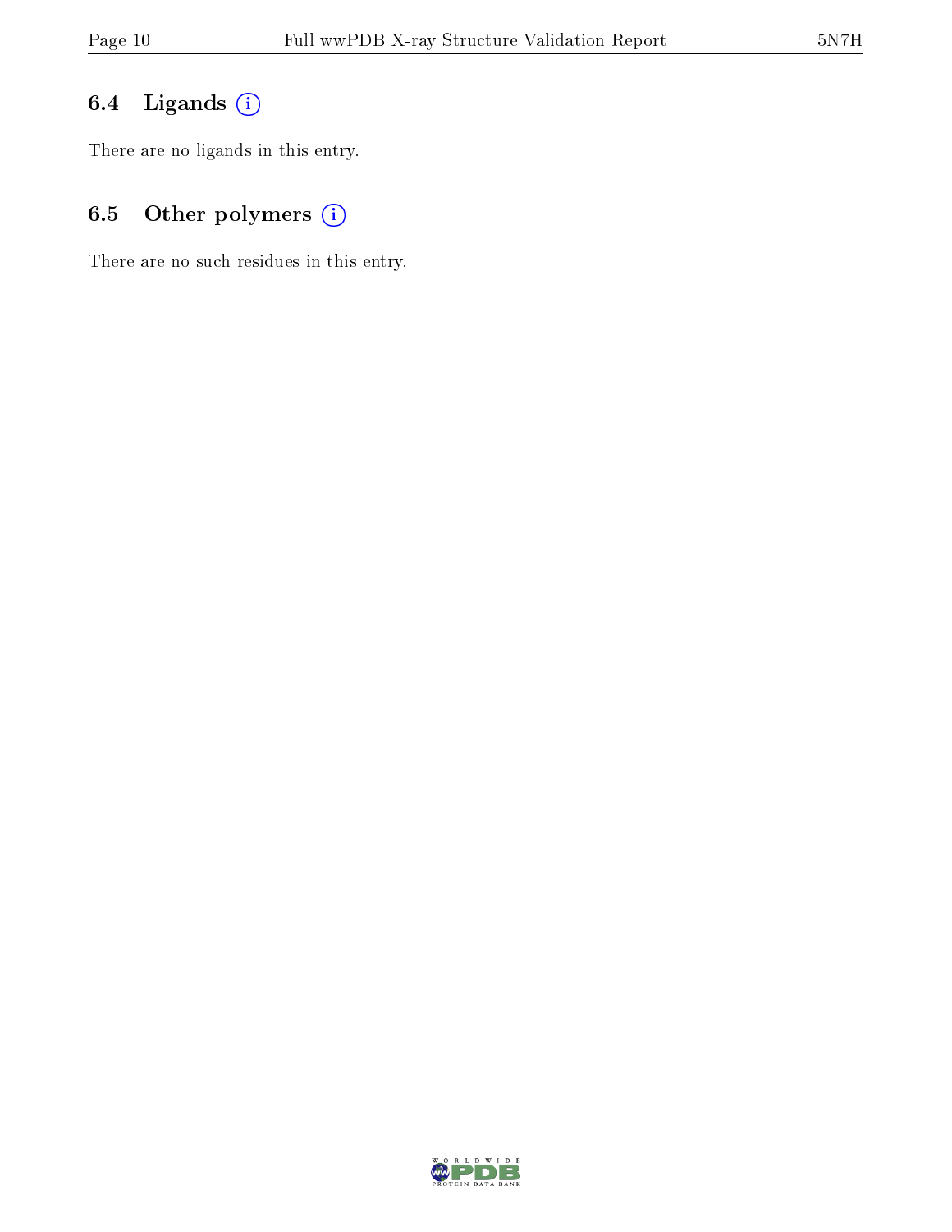### 6.4 Ligands

There are no ligands in this entry.

### 6.5 Other polymers

There are no such residues in this entry.